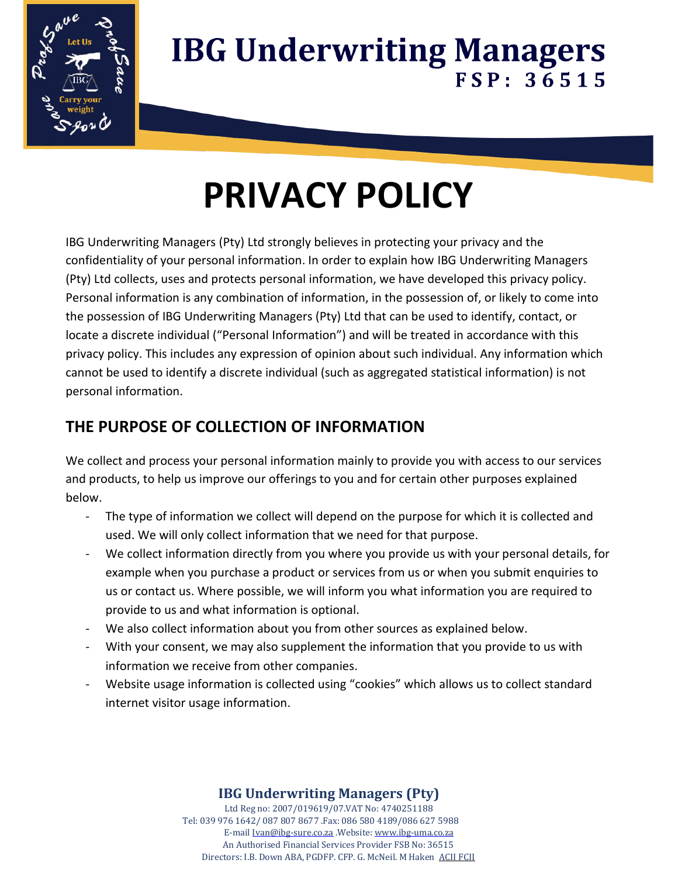# IBG Underwriting Managers

**FSP: 36515**

# PRIVACY POLICY

IBG Underwriting Managers (Pty) Ltd strongly believes in protecting your privacy and the confidentiality of your personal information. In order to explain how IBG Underwriting Managers (Pty) Ltd collects, uses and protects personal information, we have developed this privacy policy. Personal information is any combination of information, in the possession of, or likely to come into the possession of IBG Underwriting Managers (Pty) Ltd that can be used to identify, contact, or locate a discrete individual ("Personal Information") and will be treated in accordance with this privacy policy. This includes any expression of opinion about such individual. Any information which cannot be used to identify a discrete individual (such as aggregated statistical information) is not personal information.

## THE PURPOSE OF COLLECTION OF INFORMATION

We collect and process your personal information mainly to provide you with access to our services and products, to help us improve our offerings to you and for certain other purposes explained below.

- The type of information we collect will depend on the purpose for which it is collected and used. We will only collect information that we need for that purpose.
- We collect information directly from you where you provide us with your personal details, for example when you purchase a product or services from us or when you submit enquiries to us or contact us. Where possible, we will inform you what information you are required to provide to us and what information is optional.
- We also collect information about you from other sources as explained below.
- With your consent, we may also supplement the information that you provide to us with information we receive from other companies.
- Website usage information is collected using "cookies" which allows us to collect standard internet visitor usage information.

**IBG Underwriting Managers (Pty)**
Ltd Reg no: 2007/019619/07.VAT No: 4740251188
Tel: 039 976 1642/ 087 807 8677 .Fax: 086 580 4189/086 627 5988
E-mail Ivan@ibg-sure.co.za .Website: www.ibg-uma.co.za
An Authorised Financial Services Provider FSB No: 36515
Directors: I.B. Down ABA, PGDFP. CFP. G. McNeil. M Haken ACII FCII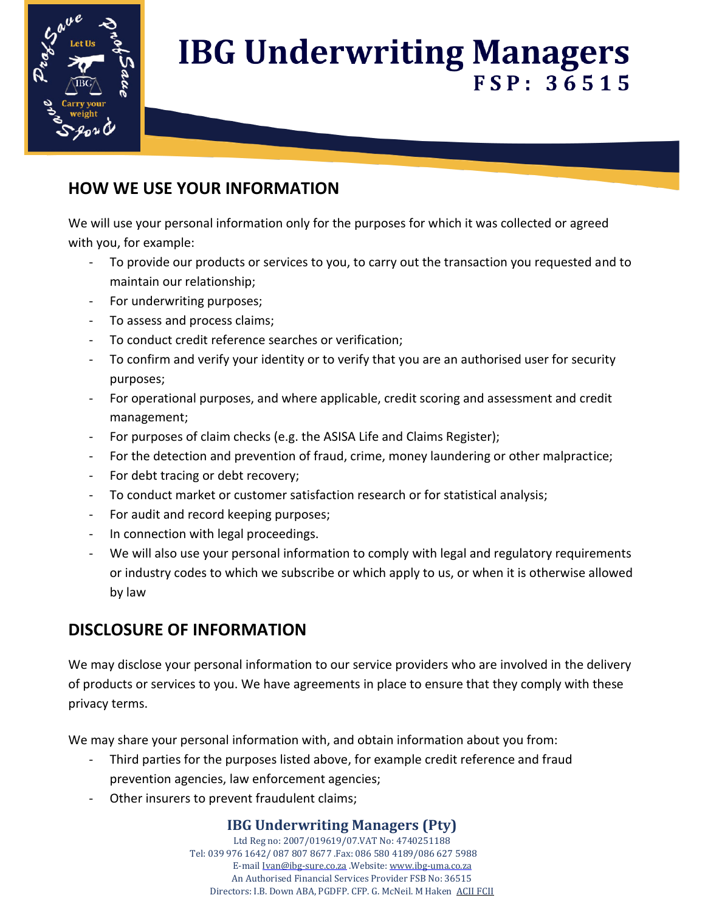## HOW WE USE YOUR INFORMATION

We will use your personal information only for the purposes for which it was collected or agreed with you, for example:

- To provide our products or services to you, to carry out the transaction you requested and to maintain our relationship;
- For underwriting purposes;
- To assess and process claims;
- To conduct credit reference searches or verification;
- To confirm and verify your identity or to verify that you are an authorised user for security purposes;
- For operational purposes, and where applicable, credit scoring and assessment and credit management;
- For purposes of claim checks (e.g. the ASISA Life and Claims Register);
- For the detection and prevention of fraud, crime, money laundering or other malpractice;
- For debt tracing or debt recovery;
- To conduct market or customer satisfaction research or for statistical analysis;
- For audit and record keeping purposes;
- In connection with legal proceedings.
- We will also use your personal information to comply with legal and regulatory requirements or industry codes to which we subscribe or which apply to us, or when it is otherwise allowed by law

## DISCLOSURE OF INFORMATION

We may disclose your personal information to our service providers who are involved in the delivery of products or services to you. We have agreements in place to ensure that they comply with these privacy terms.

We may share your personal information with, and obtain information about you from:

- Third parties for the purposes listed above, for example credit reference and fraud prevention agencies, law enforcement agencies;
- Other insurers to prevent fraudulent claims;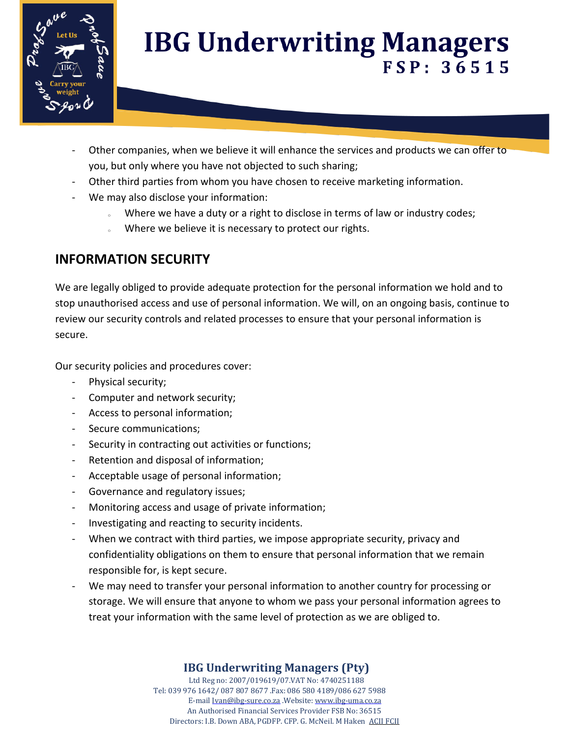- Other companies, when we believe it will enhance the services and products we can offer to you, but only where you have not objected to such sharing;
- Other third parties from whom you have chosen to receive marketing information.
- We may also disclose your information:
  - Where we have a duty or a right to disclose in terms of law or industry codes;
  - Where we believe it is necessary to protect our rights.

## INFORMATION SECURITY

We are legally obliged to provide adequate protection for the personal information we hold and to stop unauthorised access and use of personal information. We will, on an ongoing basis, continue to review our security controls and related processes to ensure that your personal information is secure.

Our security policies and procedures cover:

- Physical security;
- Computer and network security;
- Access to personal information;
- Secure communications;
- Security in contracting out activities or functions;
- Retention and disposal of information;
- Acceptable usage of personal information;
- Governance and regulatory issues;
- Monitoring access and usage of private information;
- Investigating and reacting to security incidents.
- When we contract with third parties, we impose appropriate security, privacy and confidentiality obligations on them to ensure that personal information that we remain responsible for, is kept secure.
- We may need to transfer your personal information to another country for processing or storage. We will ensure that anyone to whom we pass your personal information agrees to treat your information with the same level of protection as we are obliged to.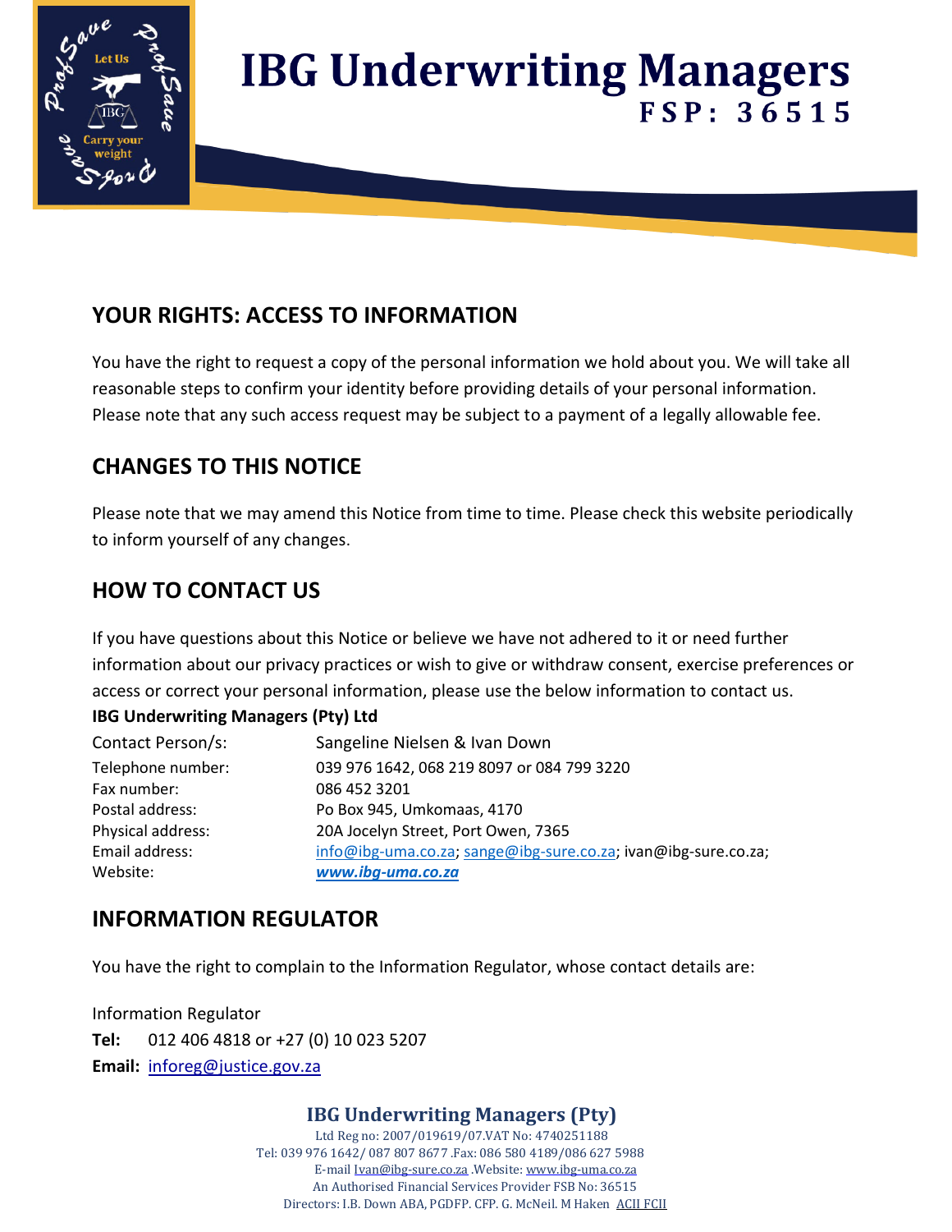## YOUR RIGHTS: ACCESS TO INFORMATION

You have the right to request a copy of the personal information we hold about you. We will take all reasonable steps to confirm your identity before providing details of your personal information. Please note that any such access request may be subject to a payment of a legally allowable fee.

## CHANGES TO THIS NOTICE

Please note that we may amend this Notice from time to time. Please check this website periodically to inform yourself of any changes.

## HOW TO CONTACT US

If you have questions about this Notice or believe we have not adhered to it or need further information about our privacy practices or wish to give or withdraw consent, exercise preferences or access or correct your personal information, please use the below information to contact us.

**IBG Underwriting Managers (Pty) Ltd**

| | |
|---|---|
| Contact Person/s: | Sangeline Nielsen & Ivan Down |
| Telephone number: | 039 976 1642, 068 219 8097 or 084 799 3220 |
| Fax number: | 086 452 3201 |
| Postal address: | Po Box 945, Umkomaas, 4170 |
| Physical address: | 20A Jocelyn Street, Port Owen, 7365 |
| Email address: | info@ibg-uma.co.za; sange@ibg-sure.co.za; ivan@ibg-sure.co.za; |
| Website: | ***www.ibg-uma.co.za*** |

## INFORMATION REGULATOR

You have the right to complain to the Information Regulator, whose contact details are:

Information Regulator

**Tel:** 012 406 4818 or +27 (0) 10 023 5207

**Email:** inforeg@justice.gov.za